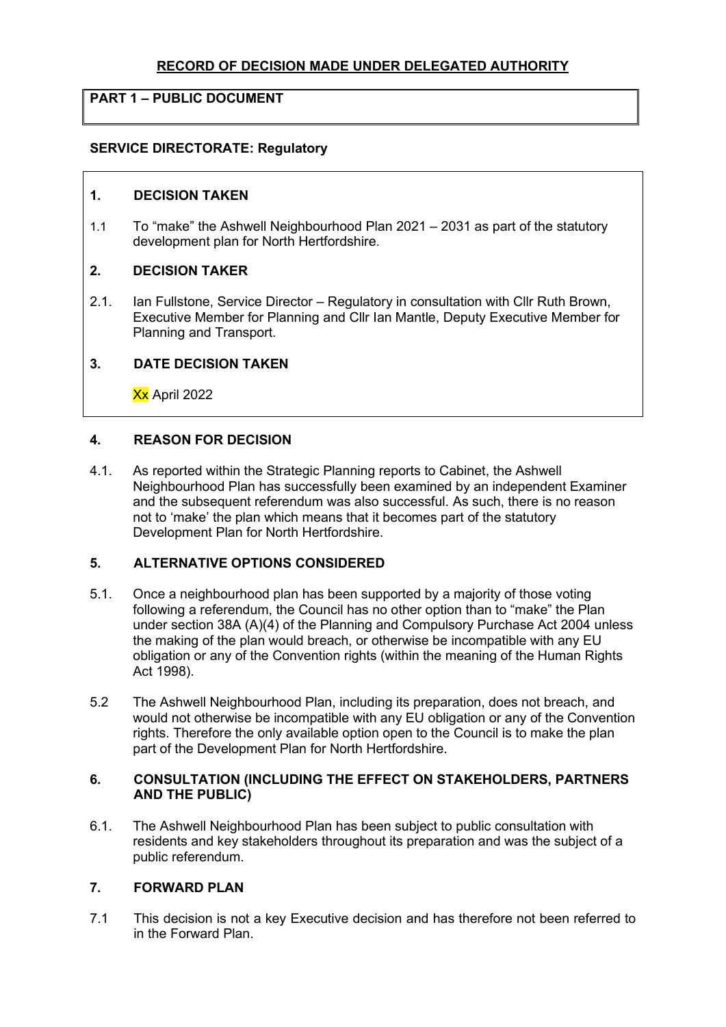# RECORD OF DECISION MADE UNDER DELEGATED AUTHORITY

**PART 1 – PUBLIC DOCUMENT**

**SERVICE DIRECTORATE: Regulatory**

## 1. DECISION TAKEN

1.1 To "make" the Ashwell Neighbourhood Plan 2021 – 2031 as part of the statutory development plan for North Hertfordshire.

## 2. DECISION TAKER

2.1. Ian Fullstone, Service Director – Regulatory in consultation with Cllr Ruth Brown, Executive Member for Planning and Cllr Ian Mantle, Deputy Executive Member for Planning and Transport.

## 3. DATE DECISION TAKEN

Xx April 2022

## 4. REASON FOR DECISION

4.1. As reported within the Strategic Planning reports to Cabinet, the Ashwell Neighbourhood Plan has successfully been examined by an independent Examiner and the subsequent referendum was also successful. As such, there is no reason not to 'make' the plan which means that it becomes part of the statutory Development Plan for North Hertfordshire.

## 5. ALTERNATIVE OPTIONS CONSIDERED

5.1. Once a neighbourhood plan has been supported by a majority of those voting following a referendum, the Council has no other option than to "make" the Plan under section 38A (A)(4) of the Planning and Compulsory Purchase Act 2004 unless the making of the plan would breach, or otherwise be incompatible with any EU obligation or any of the Convention rights (within the meaning of the Human Rights Act 1998).

5.2 The Ashwell Neighbourhood Plan, including its preparation, does not breach, and would not otherwise be incompatible with any EU obligation or any of the Convention rights. Therefore the only available option open to the Council is to make the plan part of the Development Plan for North Hertfordshire.

## 6. CONSULTATION (INCLUDING THE EFFECT ON STAKEHOLDERS, PARTNERS AND THE PUBLIC)

6.1. The Ashwell Neighbourhood Plan has been subject to public consultation with residents and key stakeholders throughout its preparation and was the subject of a public referendum.

## 7. FORWARD PLAN

7.1 This decision is not a key Executive decision and has therefore not been referred to in the Forward Plan.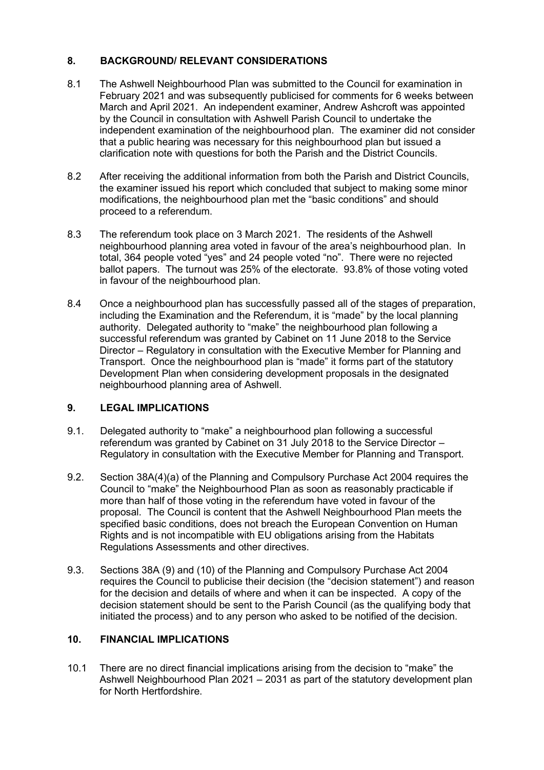## 8. BACKGROUND/ RELEVANT CONSIDERATIONS

8.1 The Ashwell Neighbourhood Plan was submitted to the Council for examination in February 2021 and was subsequently publicised for comments for 6 weeks between March and April 2021. An independent examiner, Andrew Ashcroft was appointed by the Council in consultation with Ashwell Parish Council to undertake the independent examination of the neighbourhood plan. The examiner did not consider that a public hearing was necessary for this neighbourhood plan but issued a clarification note with questions for both the Parish and the District Councils.

8.2 After receiving the additional information from both the Parish and District Councils, the examiner issued his report which concluded that subject to making some minor modifications, the neighbourhood plan met the "basic conditions" and should proceed to a referendum.

8.3 The referendum took place on 3 March 2021. The residents of the Ashwell neighbourhood planning area voted in favour of the area's neighbourhood plan. In total, 364 people voted "yes" and 24 people voted "no". There were no rejected ballot papers. The turnout was 25% of the electorate. 93.8% of those voting voted in favour of the neighbourhood plan.

8.4 Once a neighbourhood plan has successfully passed all of the stages of preparation, including the Examination and the Referendum, it is "made" by the local planning authority. Delegated authority to "make" the neighbourhood plan following a successful referendum was granted by Cabinet on 11 June 2018 to the Service Director – Regulatory in consultation with the Executive Member for Planning and Transport. Once the neighbourhood plan is "made" it forms part of the statutory Development Plan when considering development proposals in the designated neighbourhood planning area of Ashwell.

## 9. LEGAL IMPLICATIONS

9.1. Delegated authority to "make" a neighbourhood plan following a successful referendum was granted by Cabinet on 31 July 2018 to the Service Director – Regulatory in consultation with the Executive Member for Planning and Transport.

9.2. Section 38A(4)(a) of the Planning and Compulsory Purchase Act 2004 requires the Council to "make" the Neighbourhood Plan as soon as reasonably practicable if more than half of those voting in the referendum have voted in favour of the proposal. The Council is content that the Ashwell Neighbourhood Plan meets the specified basic conditions, does not breach the European Convention on Human Rights and is not incompatible with EU obligations arising from the Habitats Regulations Assessments and other directives.

9.3. Sections 38A (9) and (10) of the Planning and Compulsory Purchase Act 2004 requires the Council to publicise their decision (the "decision statement") and reason for the decision and details of where and when it can be inspected. A copy of the decision statement should be sent to the Parish Council (as the qualifying body that initiated the process) and to any person who asked to be notified of the decision.

## 10. FINANCIAL IMPLICATIONS

10.1 There are no direct financial implications arising from the decision to "make" the Ashwell Neighbourhood Plan 2021 – 2031 as part of the statutory development plan for North Hertfordshire.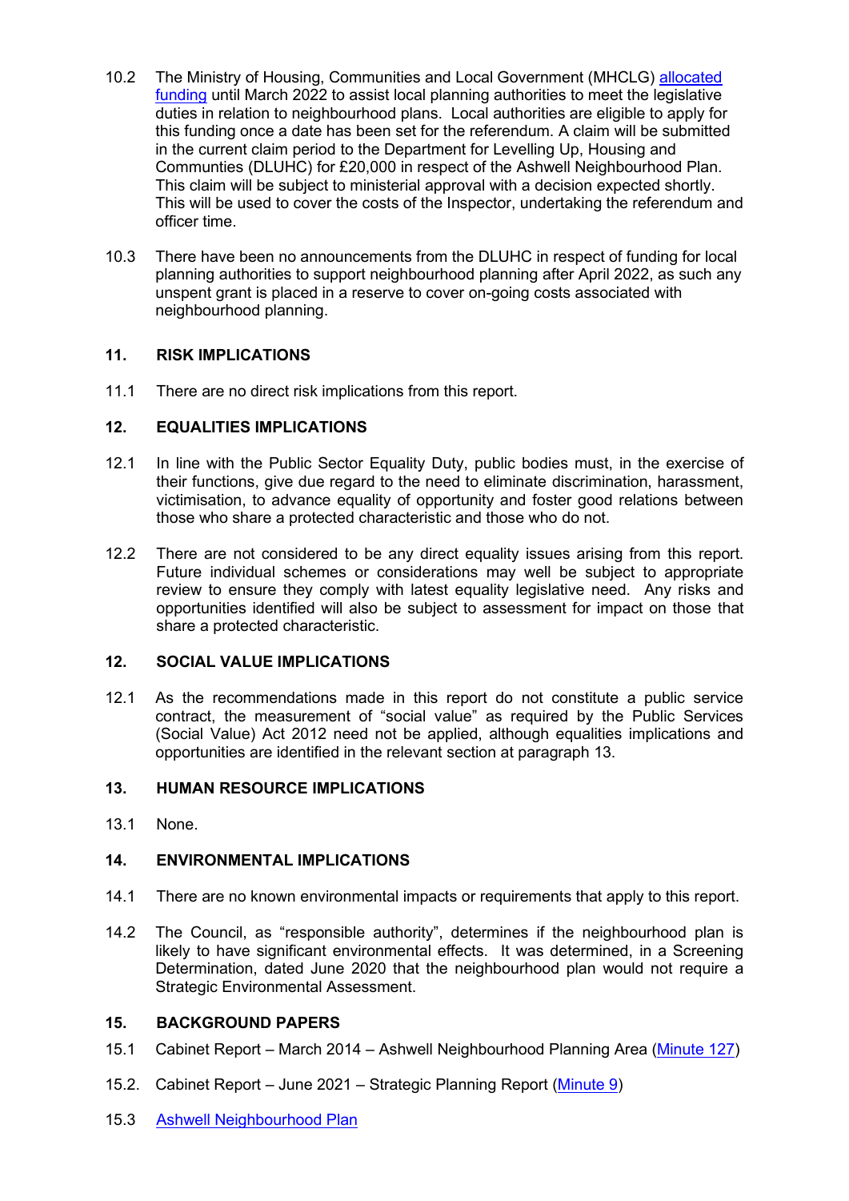10.2 The Ministry of Housing, Communities and Local Government (MHCLG) [allocated funding](#) until March 2022 to assist local planning authorities to meet the legislative duties in relation to neighbourhood plans. Local authorities are eligible to apply for this funding once a date has been set for the referendum. A claim will be submitted in the current claim period to the Department for Levelling Up, Housing and Communties (DLUHC) for £20,000 in respect of the Ashwell Neighbourhood Plan. This claim will be subject to ministerial approval with a decision expected shortly. This will be used to cover the costs of the Inspector, undertaking the referendum and officer time.

10.3 There have been no announcements from the DLUHC in respect of funding for local planning authorities to support neighbourhood planning after April 2022, as such any unspent grant is placed in a reserve to cover on-going costs associated with neighbourhood planning.

## 11. RISK IMPLICATIONS

11.1 There are no direct risk implications from this report.

## 12. EQUALITIES IMPLICATIONS

12.1 In line with the Public Sector Equality Duty, public bodies must, in the exercise of their functions, give due regard to the need to eliminate discrimination, harassment, victimisation, to advance equality of opportunity and foster good relations between those who share a protected characteristic and those who do not.

12.2 There are not considered to be any direct equality issues arising from this report. Future individual schemes or considerations may well be subject to appropriate review to ensure they comply with latest equality legislative need. Any risks and opportunities identified will also be subject to assessment for impact on those that share a protected characteristic.

## 12. SOCIAL VALUE IMPLICATIONS

12.1 As the recommendations made in this report do not constitute a public service contract, the measurement of "social value" as required by the Public Services (Social Value) Act 2012 need not be applied, although equalities implications and opportunities are identified in the relevant section at paragraph 13.

## 13. HUMAN RESOURCE IMPLICATIONS

13.1 None.

## 14. ENVIRONMENTAL IMPLICATIONS

14.1 There are no known environmental impacts or requirements that apply to this report.

14.2 The Council, as "responsible authority", determines if the neighbourhood plan is likely to have significant environmental effects. It was determined, in a Screening Determination, dated June 2020 that the neighbourhood plan would not require a Strategic Environmental Assessment.

## 15. BACKGROUND PAPERS

15.1 Cabinet Report – March 2014 – Ashwell Neighbourhood Planning Area ([Minute 127](#))

15.2. Cabinet Report – June 2021 – Strategic Planning Report ([Minute 9](#))

15.3 [Ashwell Neighbourhood Plan](#)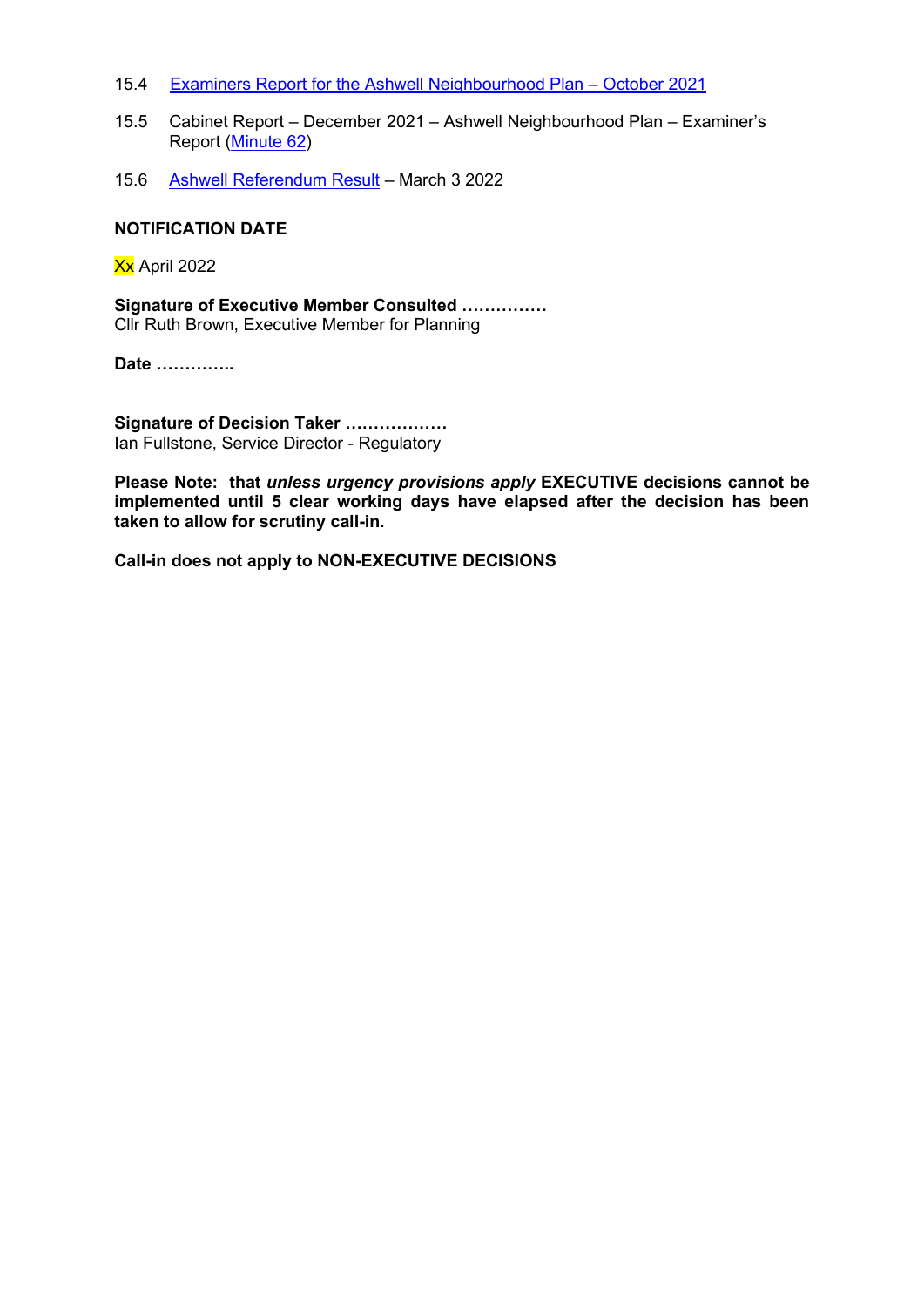15.4 [Examiners Report for the Ashwell Neighbourhood Plan – October 2021]

15.5 Cabinet Report – December 2021 – Ashwell Neighbourhood Plan – Examiner's Report ([Minute 62])

15.6 [Ashwell Referendum Result] – March 3 2022

**NOTIFICATION DATE**

Xx April 2022

**Signature of Executive Member Consulted ……………**
Cllr Ruth Brown, Executive Member for Planning

**Date …………..**

**Signature of Decision Taker ………………**
Ian Fullstone, Service Director - Regulatory

**Please Note: that *unless urgency provisions apply* EXECUTIVE decisions cannot be implemented until 5 clear working days have elapsed after the decision has been taken to allow for scrutiny call-in.**

**Call-in does not apply to NON-EXECUTIVE DECISIONS**